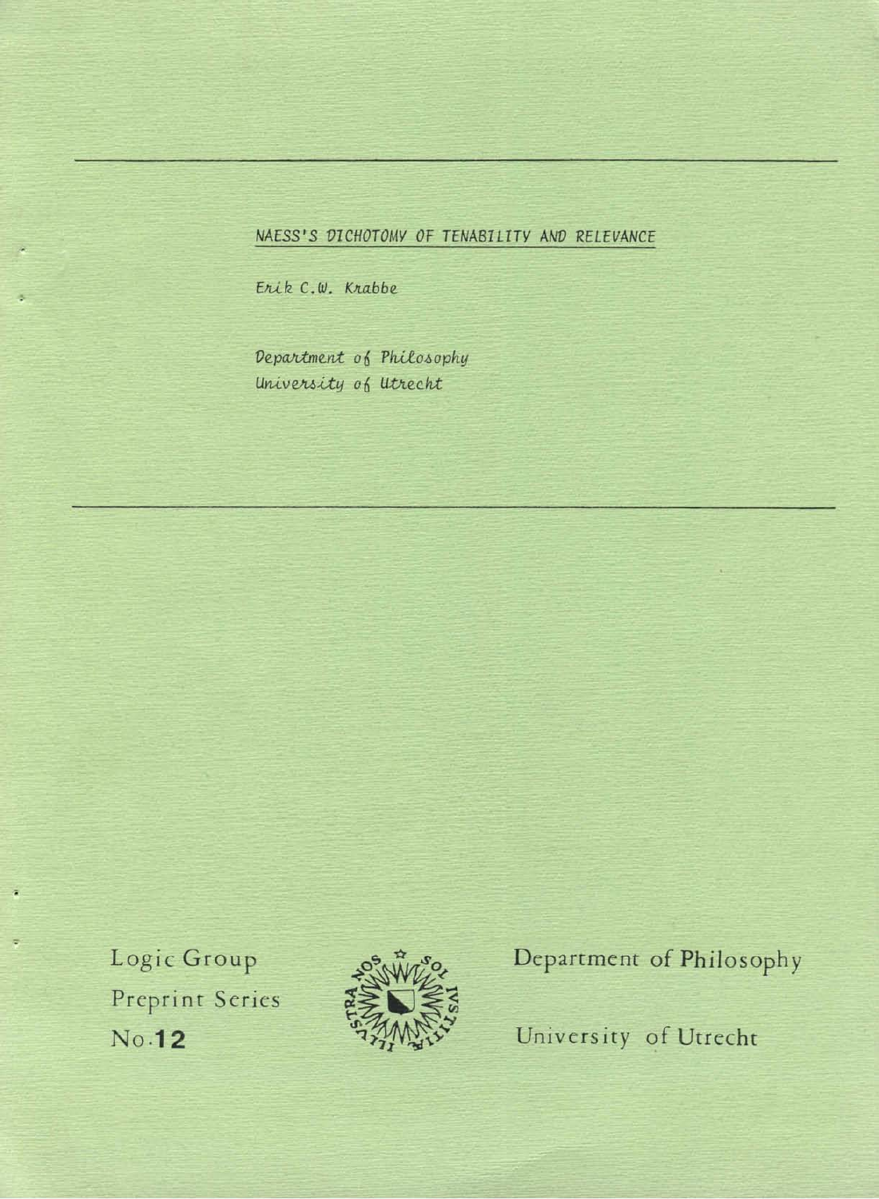# NAESS'S DICHOTOMY OF TENABILITY AND RELEVANCE

*Erik C.W. Krabbe*

*Department of Philosophy*
*University of Utrecht*

Logic Group
Preprint Series
No.**12**

Department of Philosophy

University of Utrecht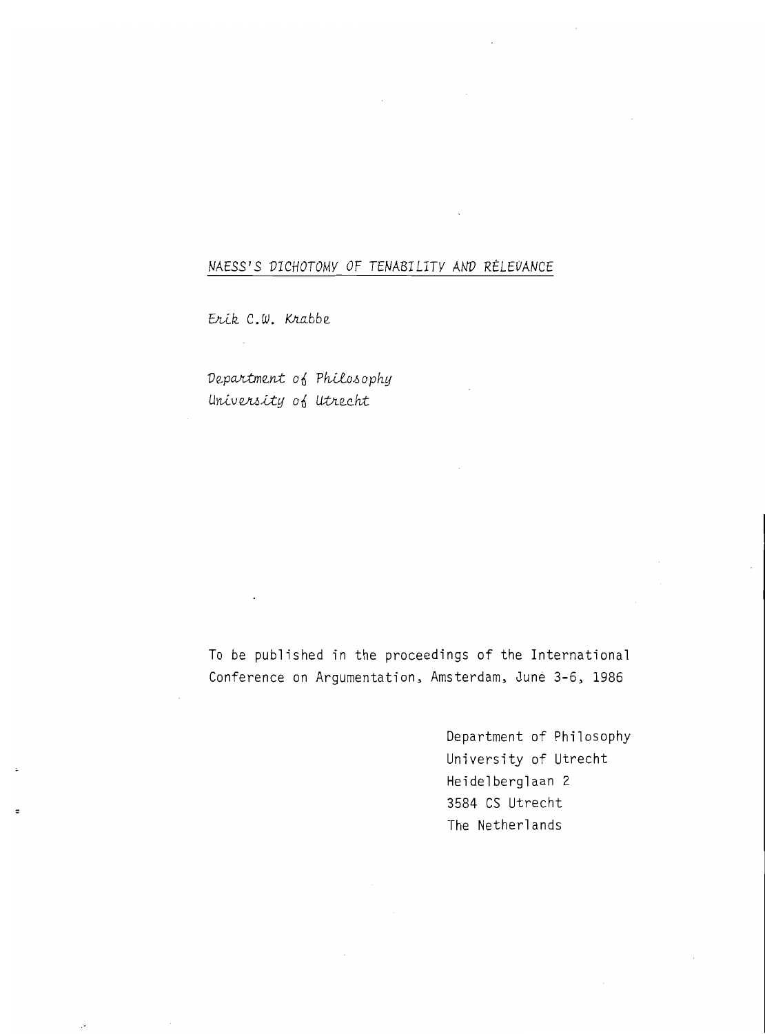# NAESS'S DICHOTOMY OF TENABILITY AND RELEVANCE

*Erik C.W. Krabbe*

*Department of Philosophy*
*University of Utrecht*

To be published in the proceedings of the International Conference on Argumentation, Amsterdam, June 3-6, 1986

Department of Philosophy
University of Utrecht
Heidelberglaan 2
3584 CS Utrecht
The Netherlands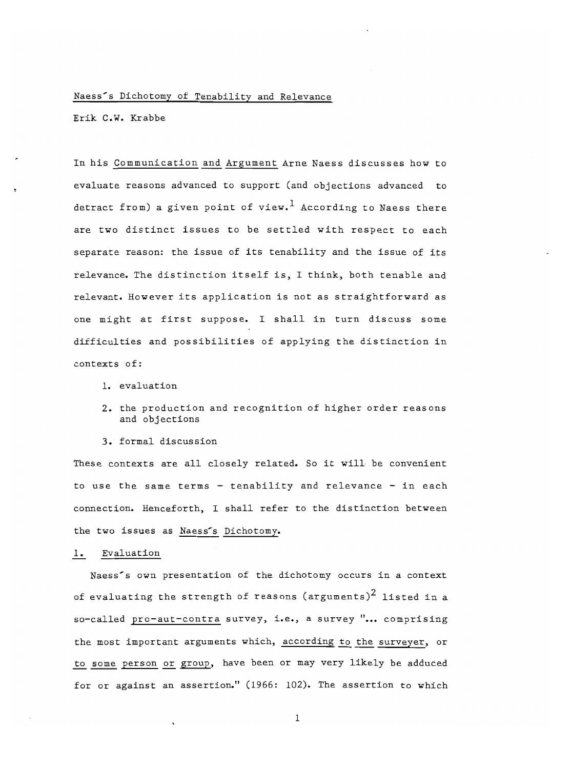# Naess's Dichotomy of Tenability and Relevance

Erik C.W. Krabbe

In his Communication and Argument Arne Naess discusses how to evaluate reasons advanced to support (and objections advanced to detract from) a given point of view.[1] According to Naess there are two distinct issues to be settled with respect to each separate reason: the issue of its tenability and the issue of its relevance. The distinction itself is, I think, both tenable and relevant. However its application is not as straightforward as one might at first suppose. I shall in turn discuss some difficulties and possibilities of applying the distinction in contexts of:

1. evaluation
2. the production and recognition of higher order reasons and objections
3. formal discussion

These contexts are all closely related. So it will be convenient to use the same terms - tenability and relevance - in each connection. Henceforth, I shall refer to the distinction between the two issues as Naess's Dichotomy.

## 1. Evaluation

Naess's own presentation of the dichotomy occurs in a context of evaluating the strength of reasons (arguments)[2] listed in a so-called pro-aut-contra survey, i.e., a survey "... comprising the most important arguments which, according to the surveyer, or to some person or group, have been or may very likely be adduced for or against an assertion." (1966: 102). The assertion to which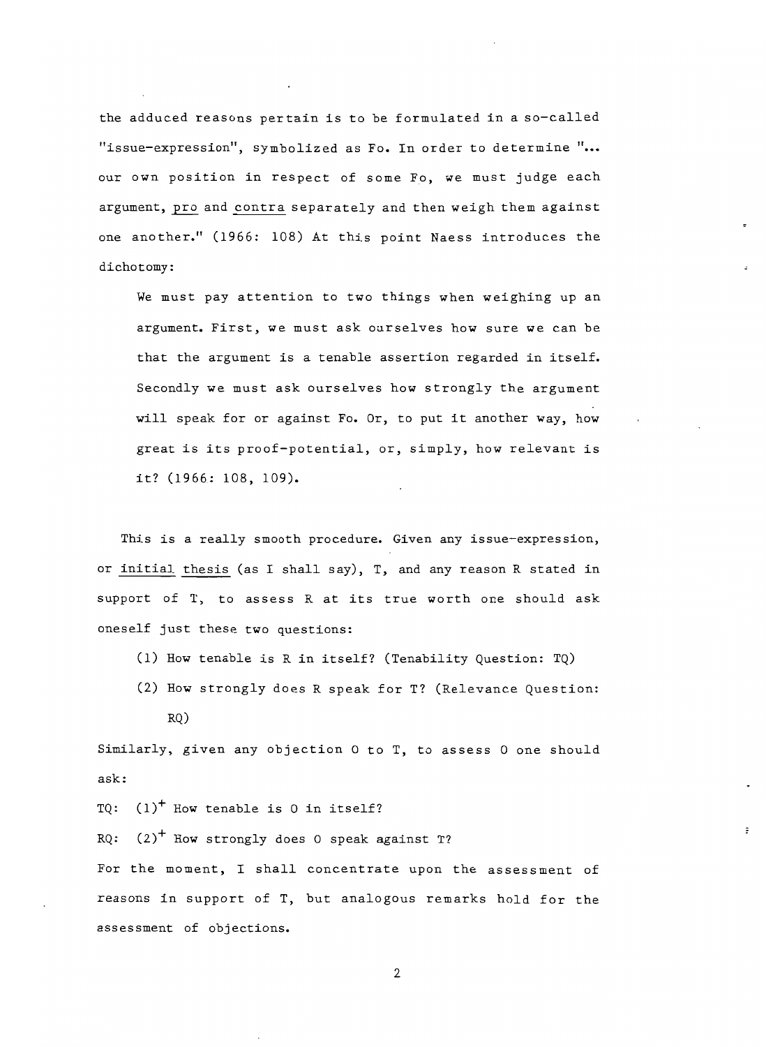the adduced reasons pertain is to be formulated in a so-called "issue-expression", symbolized as Fo. In order to determine "... our own position in respect of some Fo, we must judge each argument, pro and contra separately and then weigh them against one another." (1966: 108) At this point Naess introduces the dichotomy:

> We must pay attention to two things when weighing up an argument. First, we must ask ourselves how sure we can be that the argument is a tenable assertion regarded in itself. Secondly we must ask ourselves how strongly the argument will speak for or against Fo. Or, to put it another way, how great is its proof-potential, or, simply, how relevant is it? (1966: 108, 109).

This is a really smooth procedure. Given any issue-expression, or initial thesis (as I shall say), T, and any reason R stated in support of T, to assess R at its true worth one should ask oneself just these two questions:

(1) How tenable is R in itself? (Tenability Question: TQ)

(2) How strongly does R speak for T? (Relevance Question: RQ)

Similarly, given any objection O to T, to assess O one should ask:

TQ: $(1)^{+}$ How tenable is O in itself?

RQ: $(2)^{+}$ How strongly does O speak against T?

For the moment, I shall concentrate upon the assessment of reasons in support of T, but analogous remarks hold for the assessment of objections.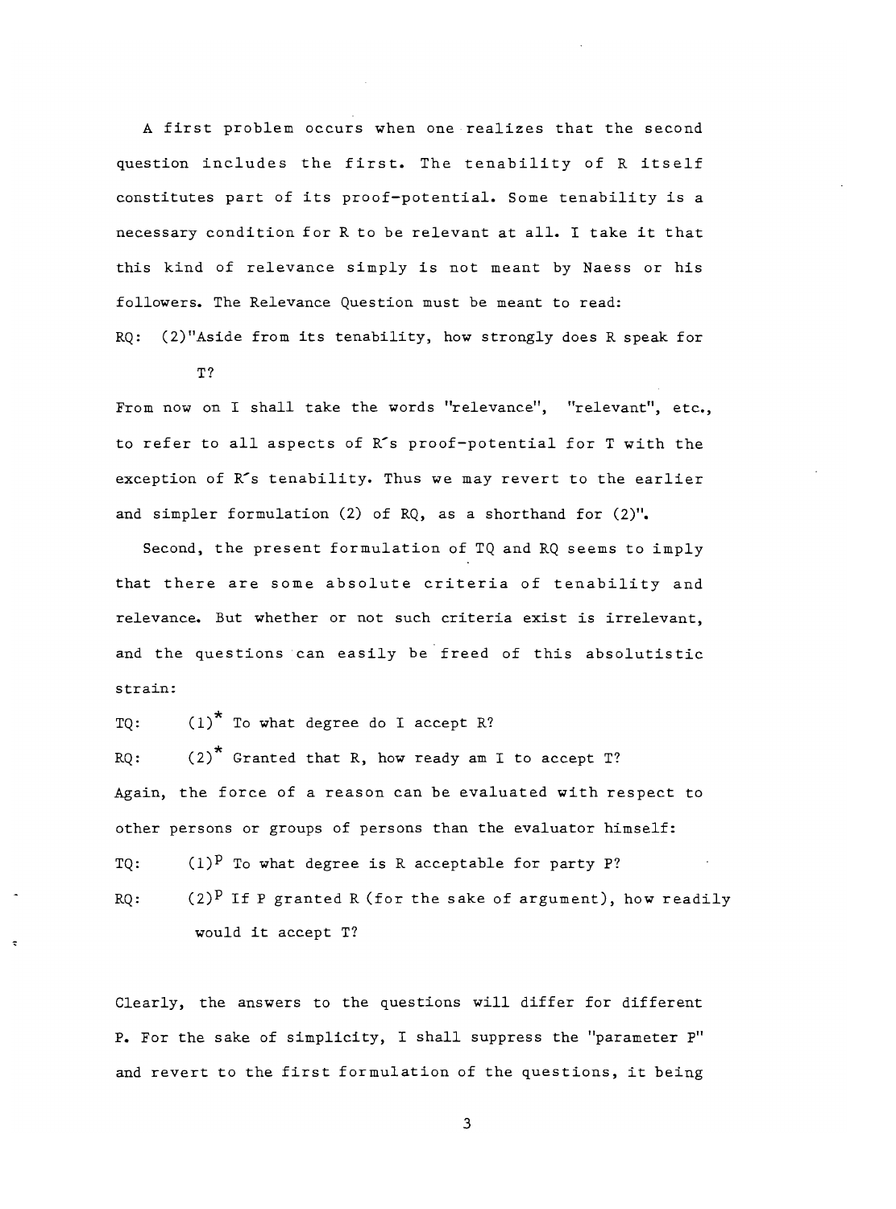A first problem occurs when one realizes that the second question includes the first. The tenability of R itself constitutes part of its proof-potential. Some tenability is a necessary condition for R to be relevant at all. I take it that this kind of relevance simply is not meant by Naess or his followers. The Relevance Question must be meant to read:

RQ: (2)"Aside from its tenability, how strongly does R speak for T?

From now on I shall take the words "relevance", "relevant", etc., to refer to all aspects of R's proof-potential for T with the exception of R's tenability. Thus we may revert to the earlier and simpler formulation (2) of RQ, as a shorthand for (2)".

Second, the present formulation of TQ and RQ seems to imply that there are some absolute criteria of tenability and relevance. But whether or not such criteria exist is irrelevant, and the questions can easily be freed of this absolutistic strain:

TQ: $(1)^{*}$ To what degree do I accept R?

RQ: $(2)^{*}$ Granted that R, how ready am I to accept T?

Again, the force of a reason can be evaluated with respect to other persons or groups of persons than the evaluator himself:

TQ: $(1)^{P}$ To what degree is R acceptable for party P?

RQ: $(2)^{P}$ If P granted R (for the sake of argument), how readily would it accept T?

Clearly, the answers to the questions will differ for different P. For the sake of simplicity, I shall suppress the "parameter P" and revert to the first formulation of the questions, it being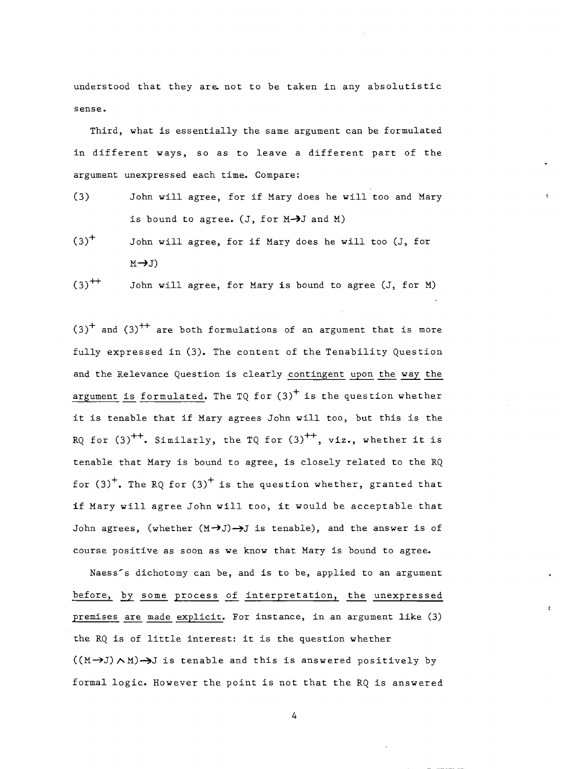understood that they are not to be taken in any absolutistic sense.

Third, what is essentially the same argument can be formulated in different ways, so as to leave a different part of the argument unexpressed each time. Compare:

(3) John will agree, for if Mary does he will too and Mary is bound to agree. (J, for $M \rightarrow J$ and M)

$(3)^{+}$ John will agree, for if Mary does he will too (J, for $M \rightarrow J$)

$(3)^{++}$ John will agree, for Mary is bound to agree (J, for M)

$(3)^{+}$ and $(3)^{++}$ are both formulations of an argument that is more fully expressed in (3). The content of the Tenability Question and the Relevance Question is clearly contingent upon the way the argument is formulated. The TQ for $(3)^{+}$ is the question whether it is tenable that if Mary agrees John will too, but this is the RQ for $(3)^{++}$. Similarly, the TQ for $(3)^{++}$, viz., whether it is tenable that Mary is bound to agree, is closely related to the RQ for $(3)^{+}$. The RQ for $(3)^{+}$ is the question whether, granted that if Mary will agree John will too, it would be acceptable that John agrees, (whether $(M \rightarrow J) \rightarrow J$ is tenable), and the answer is of course positive as soon as we know that Mary is bound to agree.

Naess's dichotomy can be, and is to be, applied to an argument before, by some process of interpretation, the unexpressed premises are made explicit. For instance, in an argument like (3) the RQ is of little interest: it is the question whether $((M \rightarrow J) \wedge M) \rightarrow J$ is tenable and this is answered positively by formal logic. However the point is not that the RQ is answered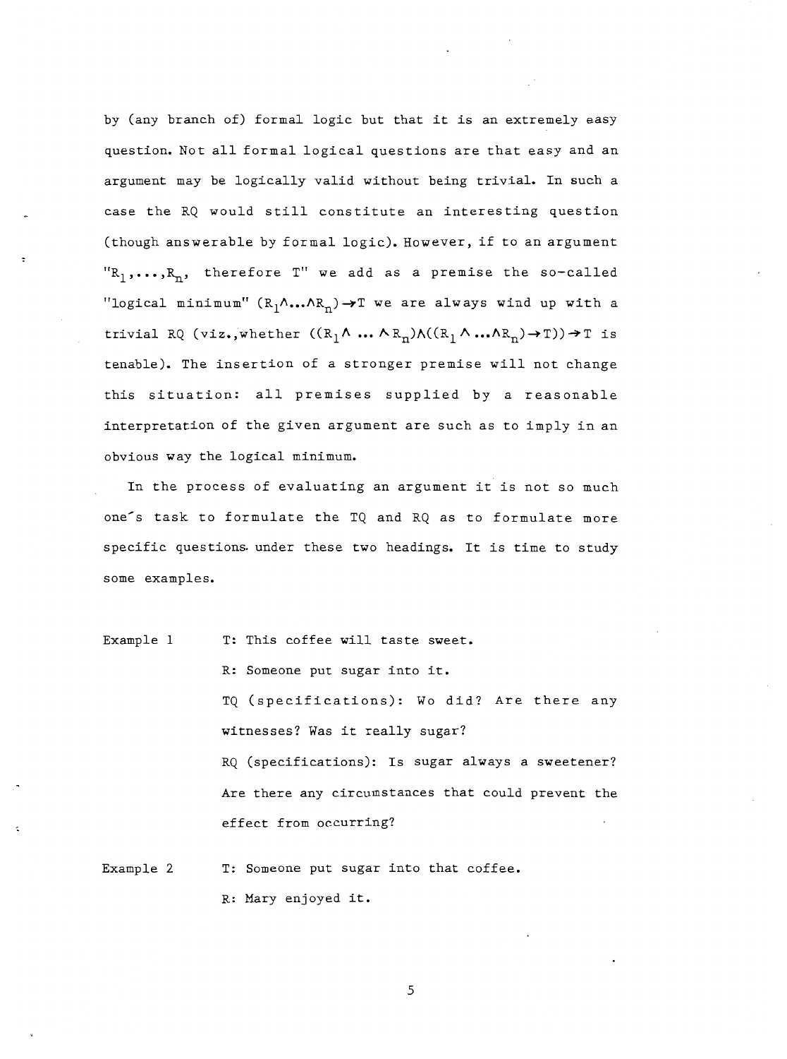by (any branch of) formal logic but that it is an extremely easy question. Not all formal logical questions are that easy and an argument may be logically valid without being trivial. In such a case the RQ would still constitute an interesting question (though answerable by formal logic). However, if to an argument "$R_1,\ldots,R_n$, therefore T" we add as a premise the so-called "logical minimum" $(R_1\wedge\ldots\wedge R_n)\rightarrow T$ we are always wind up with a trivial RQ (viz., whether $((R_1\wedge\ldots\wedge R_n)\wedge((R_1\wedge\ldots\wedge R_n)\rightarrow T))\rightarrow T$ is tenable). The insertion of a stronger premise will not change this situation: all premises supplied by a reasonable interpretation of the given argument are such as to imply in an obvious way the logical minimum.

In the process of evaluating an argument it is not so much one's task to formulate the TQ and RQ as to formulate more specific questions under these two headings. It is time to study some examples.

Example 1

T: This coffee will taste sweet.

R: Someone put sugar into it.

TQ (specifications): Wo did? Are there any witnesses? Was it really sugar?

RQ (specifications): Is sugar always a sweetener? Are there any circumstances that could prevent the effect from occurring?

Example 2

T: Someone put sugar into that coffee.

R: Mary enjoyed it.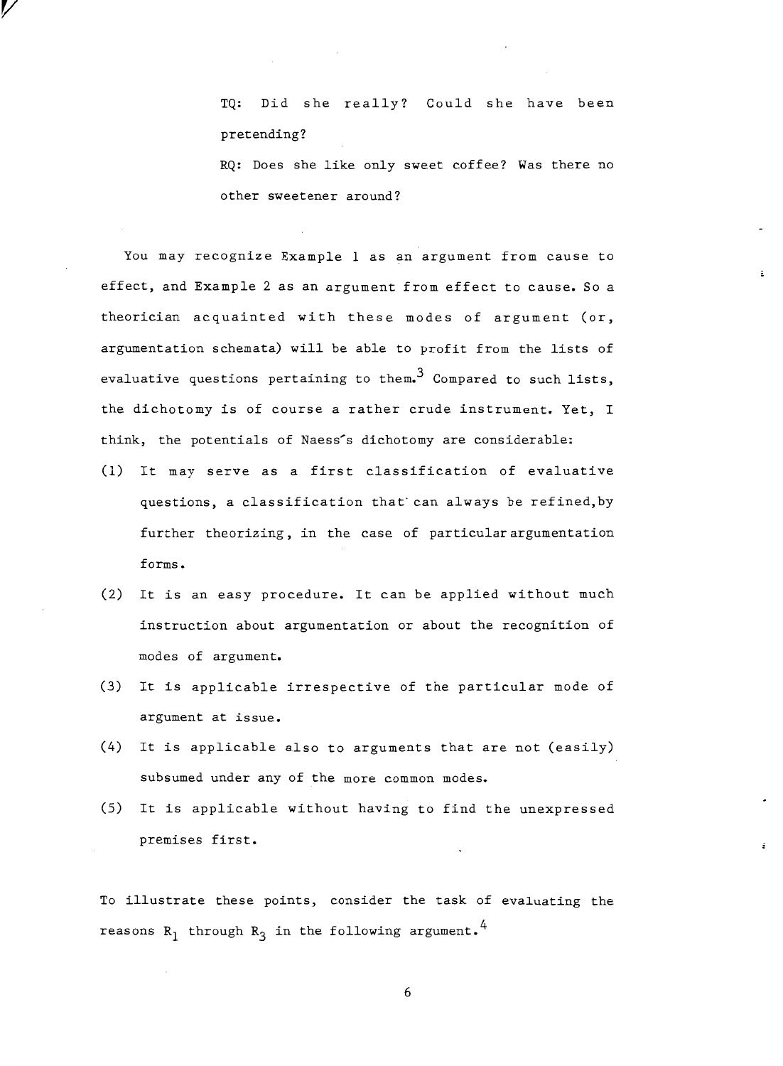TQ: Did she really? Could she have been pretending?

RQ: Does she like only sweet coffee? Was there no other sweetener around?

You may recognize Example 1 as an argument from cause to effect, and Example 2 as an argument from effect to cause. So a theorician acquainted with these modes of argument (or, argumentation schemata) will be able to profit from the lists of evaluative questions pertaining to them.[3] Compared to such lists, the dichotomy is of course a rather crude instrument. Yet, I think, the potentials of Naess's dichotomy are considerable:

(1) It may serve as a first classification of evaluative questions, a classification that can always be refined, by further theorizing, in the case of particular argumentation forms.

(2) It is an easy procedure. It can be applied without much instruction about argumentation or about the recognition of modes of argument.

(3) It is applicable irrespective of the particular mode of argument at issue.

(4) It is applicable also to arguments that are not (easily) subsumed under any of the more common modes.

(5) It is applicable without having to find the unexpressed premises first.

To illustrate these points, consider the task of evaluating the reasons $R_1$ through $R_3$ in the following argument.[4]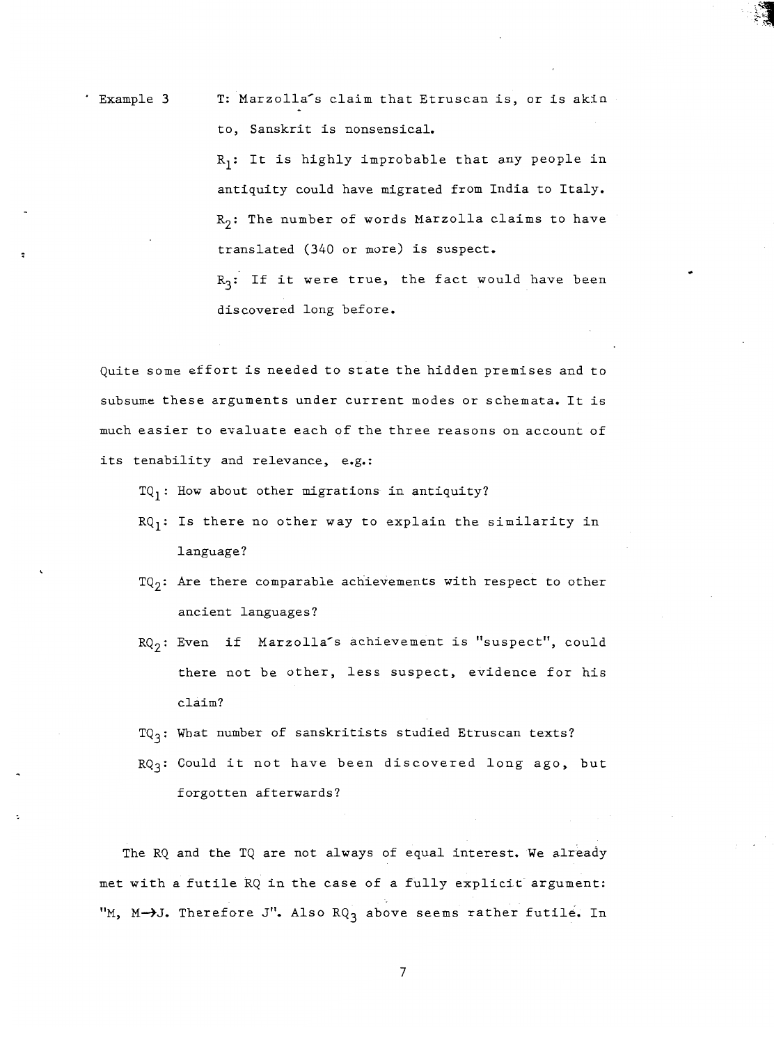Example 3

T: Marzolla's claim that Etruscan is, or is akin to, Sanskrit is nonsensical.

$R_1$: It is highly improbable that any people in antiquity could have migrated from India to Italy.

$R_2$: The number of words Marzolla claims to have translated (340 or more) is suspect.

$R_3$: If it were true, the fact would have been discovered long before.

Quite some effort is needed to state the hidden premises and to subsume these arguments under current modes or schemata. It is much easier to evaluate each of the three reasons on account of its tenability and relevance, e.g.:

$TQ_1$: How about other migrations in antiquity?

$RQ_1$: Is there no other way to explain the similarity in language?

$TQ_2$: Are there comparable achievements with respect to other ancient languages?

$RQ_2$: Even if Marzolla's achievement is "suspect", could there not be other, less suspect, evidence for his claim?

$TQ_3$: What number of sanskritists studied Etruscan texts?

$RQ_3$: Could it not have been discovered long ago, but forgotten afterwards?

The RQ and the TQ are not always of equal interest. We already met with a futile RQ in the case of a fully explicit argument: "M, $M \rightarrow J$. Therefore J". Also $RQ_3$ above seems rather futile. In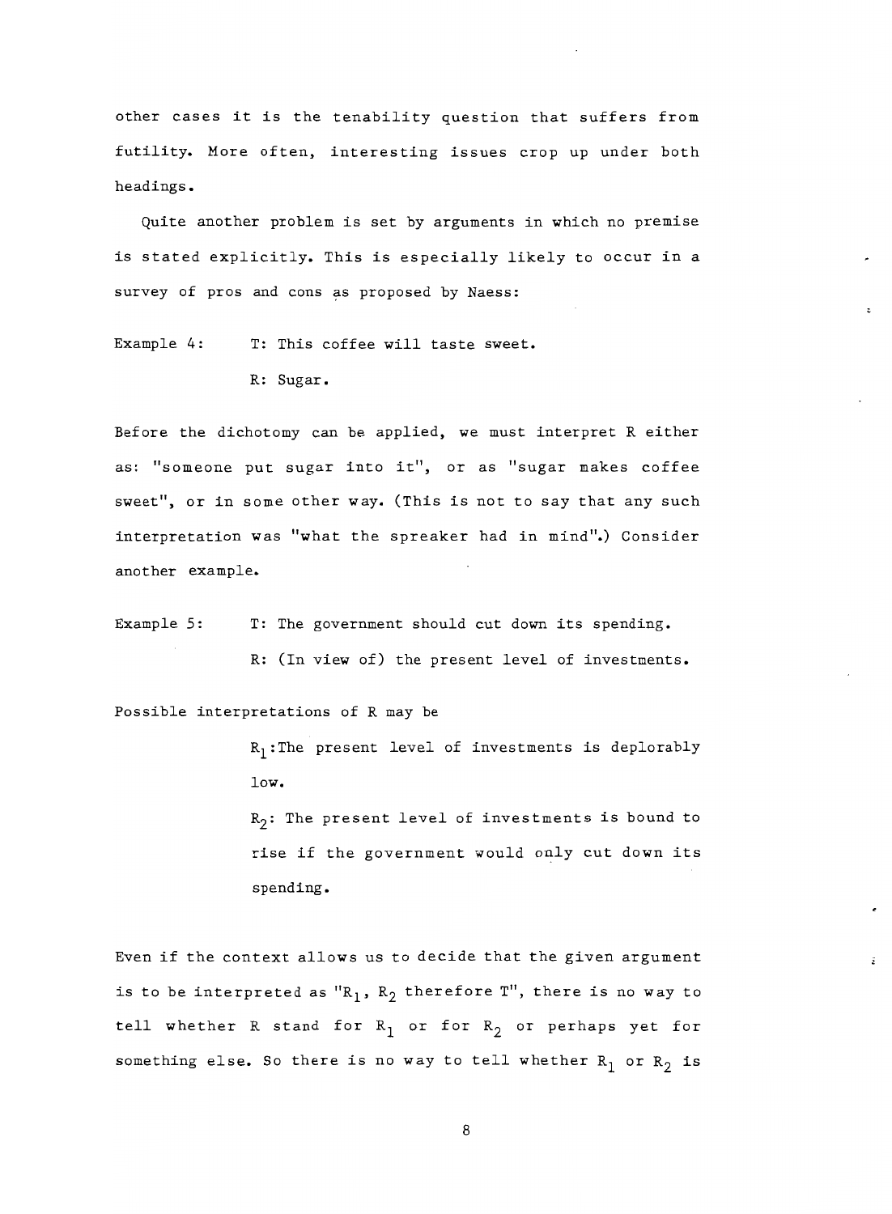other cases it is the tenability question that suffers from futility. More often, interesting issues crop up under both headings.

Quite another problem is set by arguments in which no premise is stated explicitly. This is especially likely to occur in a survey of pros and cons as proposed by Naess:

Example 4: T: This coffee will taste sweet.

R: Sugar.

Before the dichotomy can be applied, we must interpret R either as: "someone put sugar into it", or as "sugar makes coffee sweet", or in some other way. (This is not to say that any such interpretation was "what the spreaker had in mind".) Consider another example.

Example 5: T: The government should cut down its spending.

R: (In view of) the present level of investments.

Possible interpretations of R may be

$R_1$: The present level of investments is deplorably low.

$R_2$: The present level of investments is bound to rise if the government would only cut down its spending.

Even if the context allows us to decide that the given argument is to be interpreted as "$R_1$, $R_2$ therefore T", there is no way to tell whether R stand for $R_1$ or for $R_2$ or perhaps yet for something else. So there is no way to tell whether $R_1$ or $R_2$ is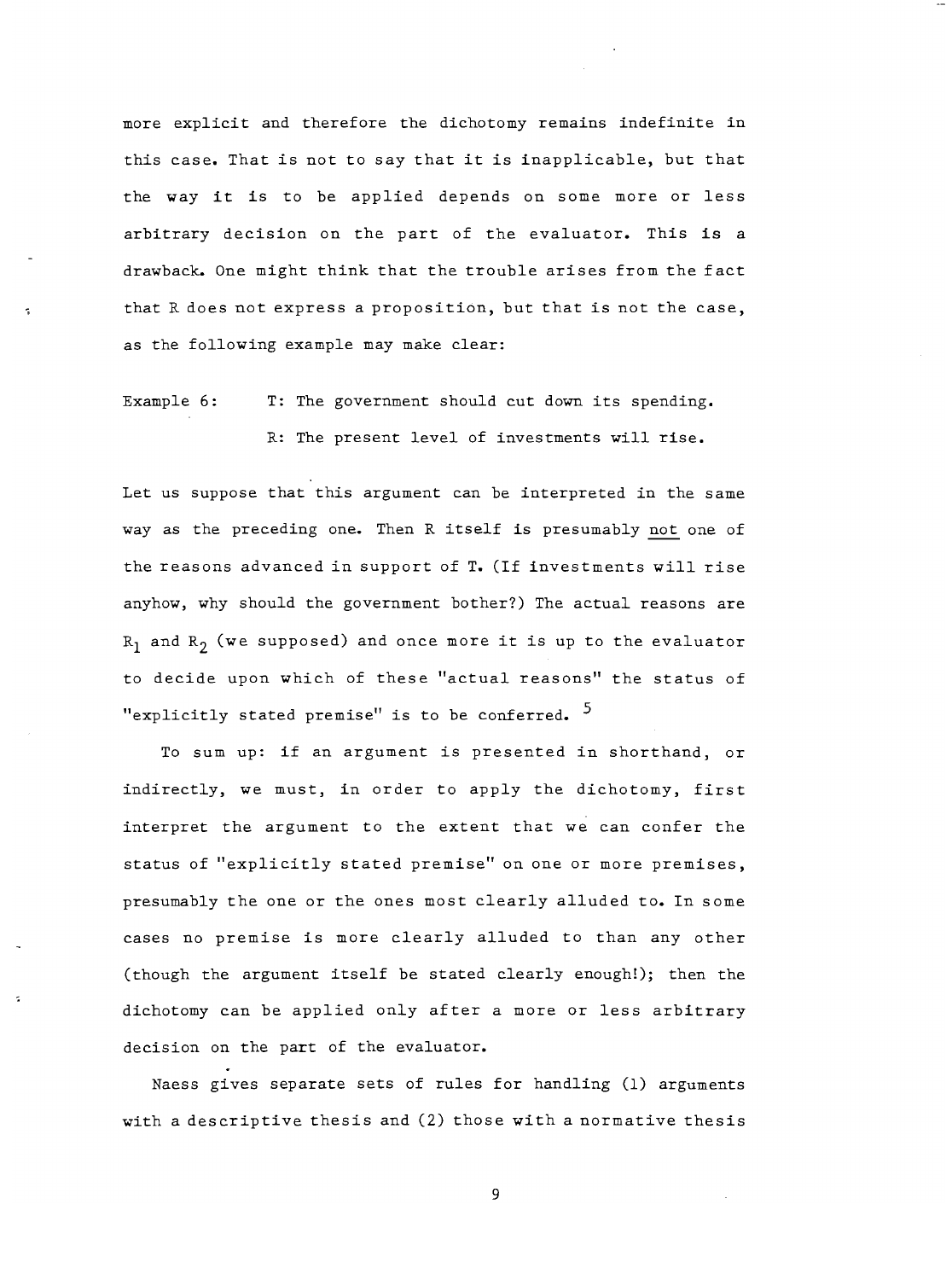more explicit and therefore the dichotomy remains indefinite in this case. That is not to say that it is inapplicable, but that the way it is to be applied depends on some more or less arbitrary decision on the part of the evaluator. This is a drawback. One might think that the trouble arises from the fact that R does not express a proposition, but that is not the case, as the following example may make clear:

Example 6: T: The government should cut down its spending.
R: The present level of investments will rise.

Let us suppose that this argument can be interpreted in the same way as the preceding one. Then R itself is presumably <u>not</u> one of the reasons advanced in support of T. (If investments will rise anyhow, why should the government bother?) The actual reasons are $R_1$ and $R_2$ (we supposed) and once more it is up to the evaluator to decide upon which of these "actual reasons" the status of "explicitly stated premise" is to be conferred. [5]

To sum up: if an argument is presented in shorthand, or indirectly, we must, in order to apply the dichotomy, first interpret the argument to the extent that we can confer the status of "explicitly stated premise" on one or more premises, presumably the one or the ones most clearly alluded to. In some cases no premise is more clearly alluded to than any other (though the argument itself be stated clearly enough!); then the dichotomy can be applied only after a more or less arbitrary decision on the part of the evaluator.

Naess gives separate sets of rules for handling (1) arguments with a descriptive thesis and (2) those with a normative thesis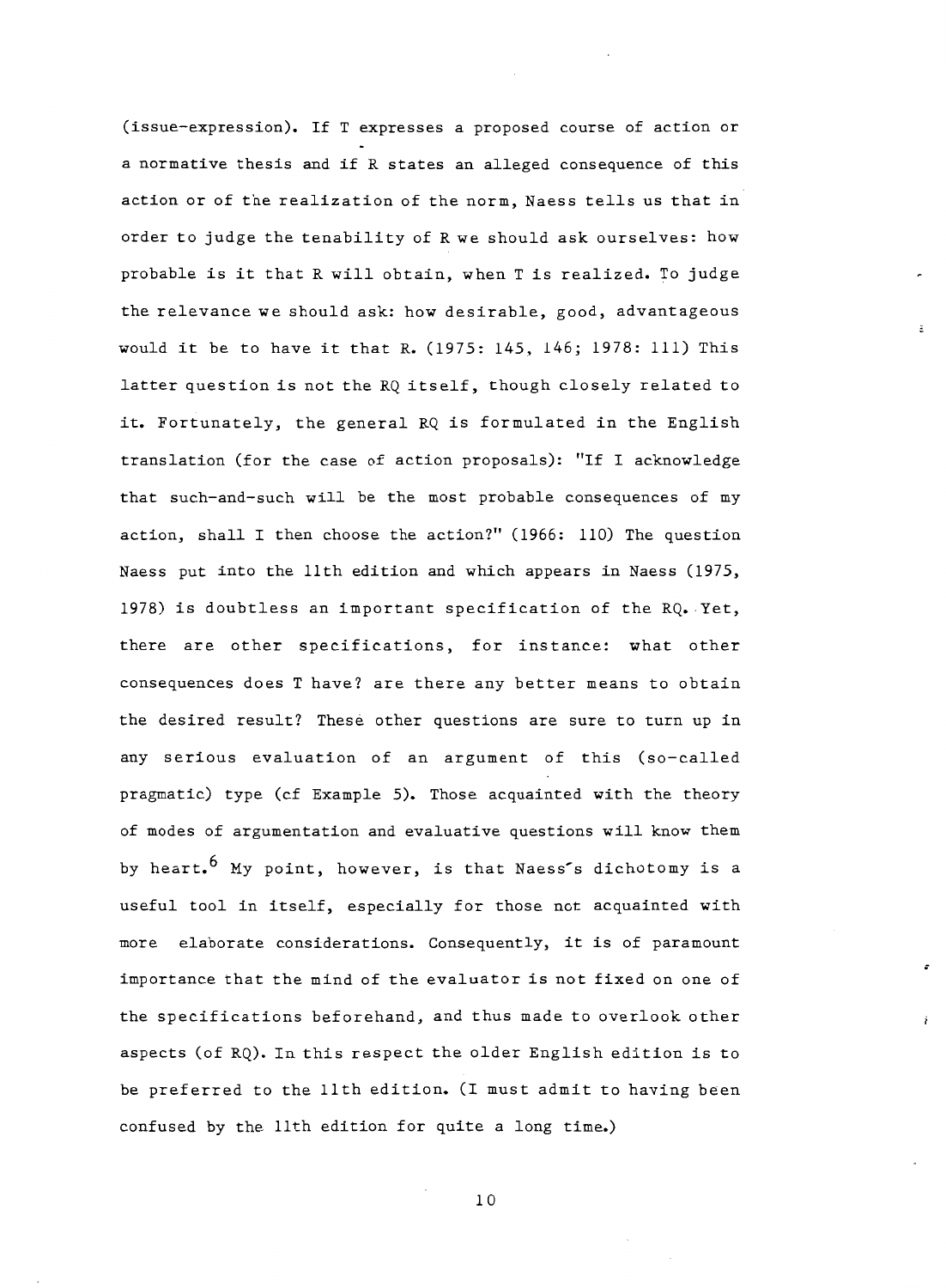(issue-expression). If T expresses a proposed course of action or a normative thesis and if R states an alleged consequence of this action or of the realization of the norm, Naess tells us that in order to judge the tenability of R we should ask ourselves: how probable is it that R will obtain, when T is realized. To judge the relevance we should ask: how desirable, good, advantageous would it be to have it that R. (1975: 145, 146; 1978: 111) This latter question is not the RQ itself, though closely related to it. Fortunately, the general RQ is formulated in the English translation (for the case of action proposals): "If I acknowledge that such-and-such will be the most probable consequences of my action, shall I then choose the action?" (1966: 110) The question Naess put into the 11th edition and which appears in Naess (1975, 1978) is doubtless an important specification of the RQ. Yet, there are other specifications, for instance: what other consequences does T have? are there any better means to obtain the desired result? These other questions are sure to turn up in any serious evaluation of an argument of this (so-called pragmatic) type (cf Example 5). Those acquainted with the theory of modes of argumentation and evaluative questions will know them by heart.[6] My point, however, is that Naess's dichotomy is a useful tool in itself, especially for those not acquainted with more elaborate considerations. Consequently, it is of paramount importance that the mind of the evaluator is not fixed on one of the specifications beforehand, and thus made to overlook other aspects (of RQ). In this respect the older English edition is to be preferred to the 11th edition. (I must admit to having been confused by the 11th edition for quite a long time.)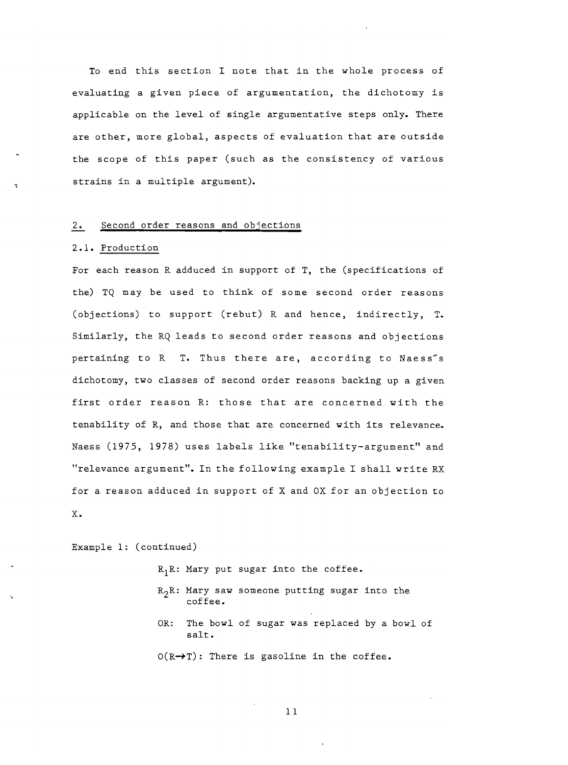To end this section I note that in the whole process of evaluating a given piece of argumentation, the dichotomy is applicable on the level of single argumentative steps only. There are other, more global, aspects of evaluation that are outside the scope of this paper (such as the consistency of various strains in a multiple argument).

## 2. Second order reasons and objections

### 2.1. Production

For each reason R adduced in support of T, the (specifications of the) TQ may be used to think of some second order reasons (objections) to support (rebut) R and hence, indirectly, T. Similarly, the RQ leads to second order reasons and objections pertaining to R T. Thus there are, according to Naess's dichotomy, two classes of second order reasons backing up a given first order reason R: those that are concerned with the tenability of R, and those that are concerned with its relevance. Naess (1975, 1978) uses labels like "tenability-argument" and "relevance argument". In the following example I shall write RX for a reason adduced in support of X and OX for an objection to X.

Example 1: (continued)

$R_1R$: Mary put sugar into the coffee.

$R_2R$: Mary saw someone putting sugar into the coffee.

OR: The bowl of sugar was replaced by a bowl of salt.

$O(R \rightarrow T)$: There is gasoline in the coffee.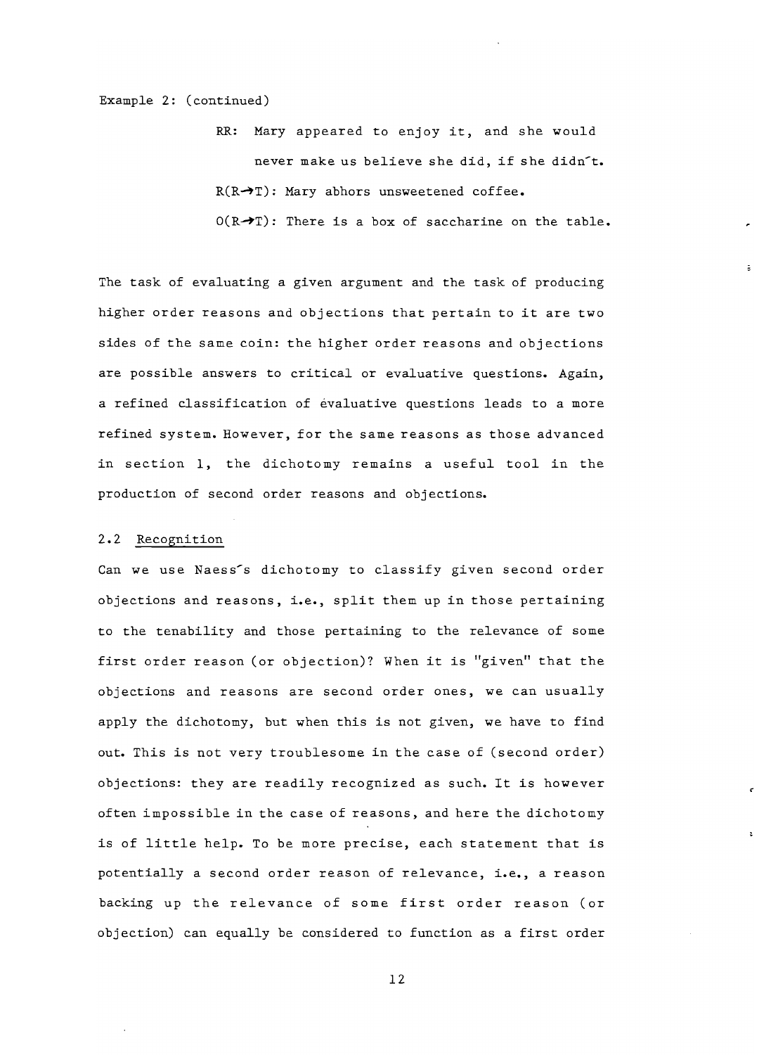Example 2: (continued)

RR: Mary appeared to enjoy it, and she would never make us believe she did, if she didn't.

$R(R \rightarrow T)$: Mary abhors unsweetened coffee.

$O(R \rightarrow T)$: There is a box of saccharine on the table.

The task of evaluating a given argument and the task of producing higher order reasons and objections that pertain to it are two sides of the same coin: the higher order reasons and objections are possible answers to critical or evaluative questions. Again, a refined classification of evaluative questions leads to a more refined system. However, for the same reasons as those advanced in section 1, the dichotomy remains a useful tool in the production of second order reasons and objections.

## 2.2 Recognition

Can we use Naess's dichotomy to classify given second order objections and reasons, i.e., split them up in those pertaining to the tenability and those pertaining to the relevance of some first order reason (or objection)? When it is "given" that the objections and reasons are second order ones, we can usually apply the dichotomy, but when this is not given, we have to find out. This is not very troublesome in the case of (second order) objections: they are readily recognized as such. It is however often impossible in the case of reasons, and here the dichotomy is of little help. To be more precise, each statement that is potentially a second order reason of relevance, i.e., a reason backing up the relevance of some first order reason (or objection) can equally be considered to function as a first order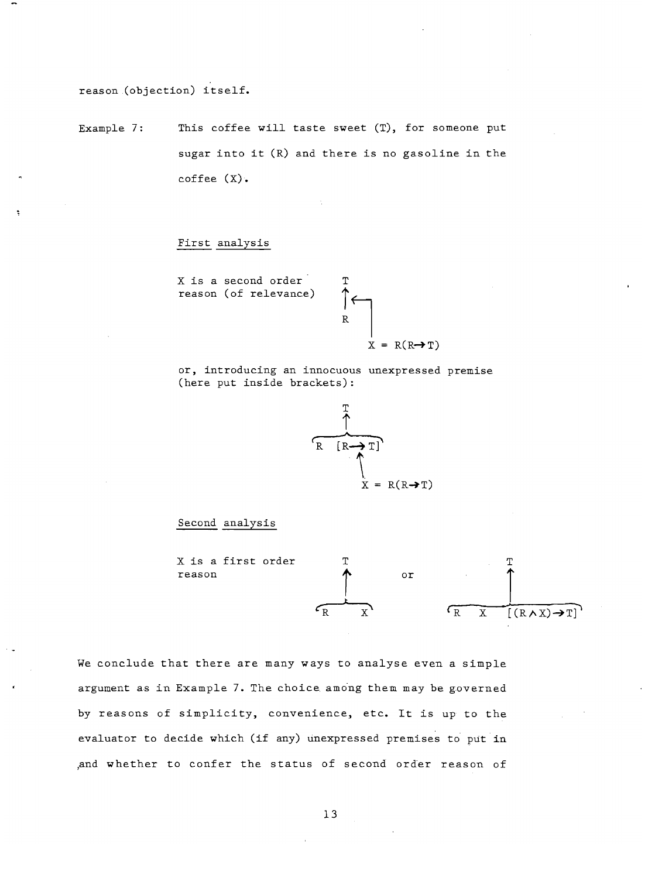reason (objection) itself.

Example 7: This coffee will taste sweet (T), for someone put sugar into it (R) and there is no gasoline in the coffee (X).

First analysis

X is a second order reason (of relevance)

```
T
↑ ←┐
R  │
   │
   X = R(R→T)
```

or, introducing an innocuous unexpressed premise (here put inside brackets):

```
      T
      ↑
  ┌───┴───┐
  R  [R→T]
       ↑
       X = R(R→T)
```

Second analysis

X is a first order reason

```
    T                      T
    ↑          or          ↑
 ┌──┴──┐          ┌────────┴────────┐
 R     X          R   X   [(R∧X)→T]
```

We conclude that there are many ways to analyse even a simple argument as in Example 7. The choice among them may be governed by reasons of simplicity, convenience, etc. It is up to the evaluator to decide which (if any) unexpressed premises to put in and whether to confer the status of second order reason of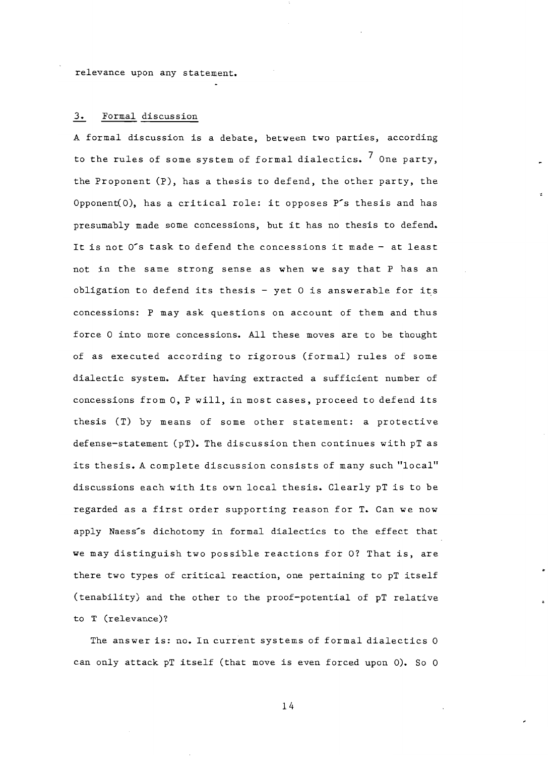relevance upon any statement.

## 3. Formal discussion

A formal discussion is a debate, between two parties, according to the rules of some system of formal dialectics. [7] One party, the Proponent (P), has a thesis to defend, the other party, the Opponent(O), has a critical role: it opposes P's thesis and has presumably made some concessions, but it has no thesis to defend. It is not O's task to defend the concessions it made - at least not in the same strong sense as when we say that P has an obligation to defend its thesis - yet O is answerable for its concessions: P may ask questions on account of them and thus force O into more concessions. All these moves are to be thought of as executed according to rigorous (formal) rules of some dialectic system. After having extracted a sufficient number of concessions from O, P will, in most cases, proceed to defend its thesis (T) by means of some other statement: a protective defense-statement (pT). The discussion then continues with pT as its thesis. A complete discussion consists of many such "local" discussions each with its own local thesis. Clearly pT is to be regarded as a first order supporting reason for T. Can we now apply Naess's dichotomy in formal dialectics to the effect that we may distinguish two possible reactions for O? That is, are there two types of critical reaction, one pertaining to pT itself (tenability) and the other to the proof-potential of pT relative to T (relevance)?

The answer is: no. In current systems of formal dialectics O can only attack pT itself (that move is even forced upon O). So O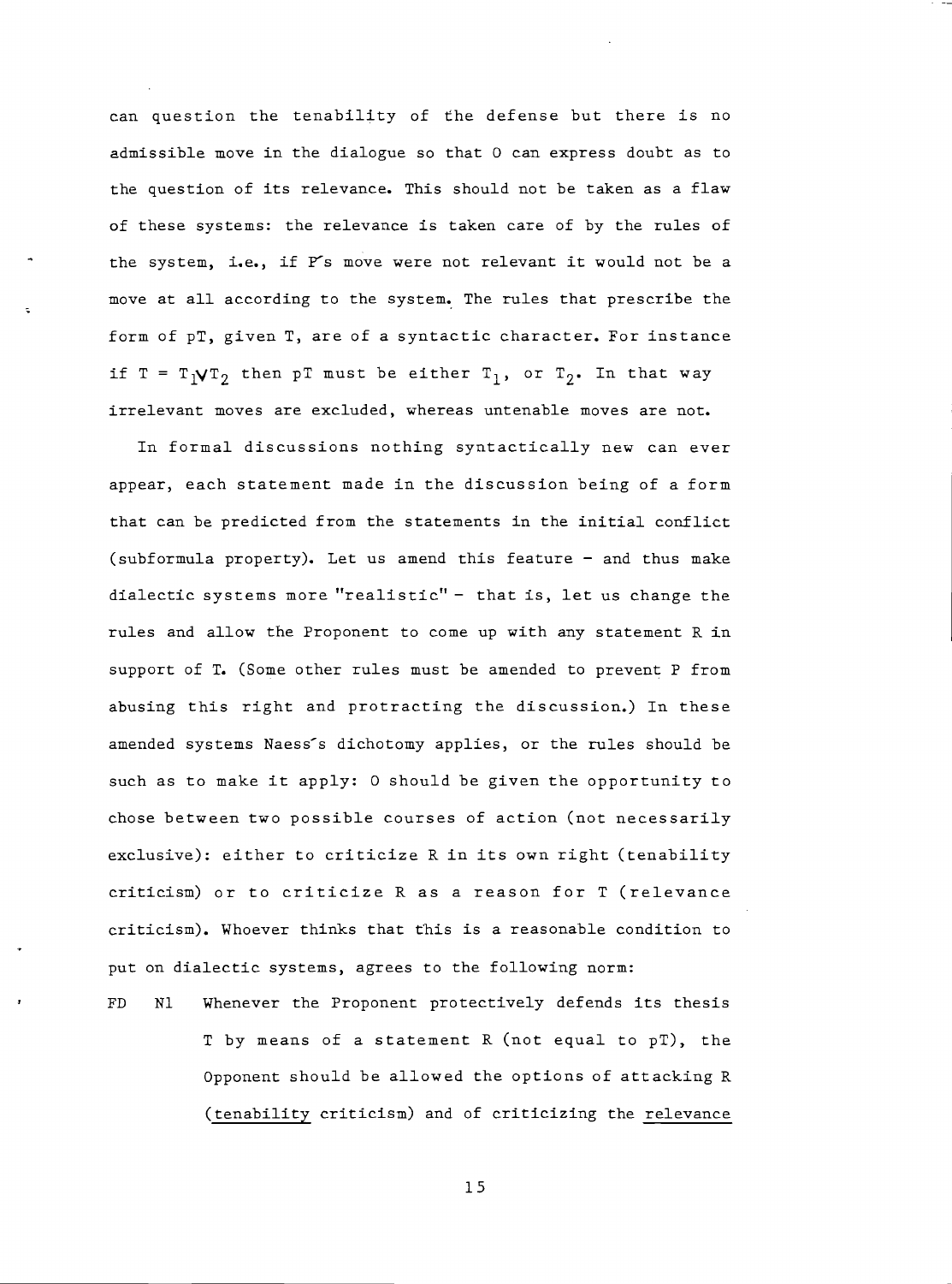can question the tenability of the defense but there is no admissible move in the dialogue so that O can express doubt as to the question of its relevance. This should not be taken as a flaw of these systems: the relevance is taken care of by the rules of the system, i.e., if P's move were not relevant it would not be a move at all according to the system. The rules that prescribe the form of pT, given T, are of a syntactic character. For instance if $T = T_1 \vee T_2$ then pT must be either $T_1$, or $T_2$. In that way irrelevant moves are excluded, whereas untenable moves are not.

In formal discussions nothing syntactically new can ever appear, each statement made in the discussion being of a form that can be predicted from the statements in the initial conflict (subformula property). Let us amend this feature - and thus make dialectic systems more "realistic" - that is, let us change the rules and allow the Proponent to come up with any statement R in support of T. (Some other rules must be amended to prevent P from abusing this right and protracting the discussion.) In these amended systems Naess's dichotomy applies, or the rules should be such as to make it apply: O should be given the opportunity to chose between two possible courses of action (not necessarily exclusive): either to criticize R in its own right (tenability criticism) or to criticize R as a reason for T (relevance criticism). Whoever thinks that this is a reasonable condition to put on dialectic systems, agrees to the following norm:

FD N1 Whenever the Proponent protectively defends its thesis T by means of a statement R (not equal to pT), the Opponent should be allowed the options of attacking R (<u>tenability</u> criticism) and of criticizing the <u>relevance</u>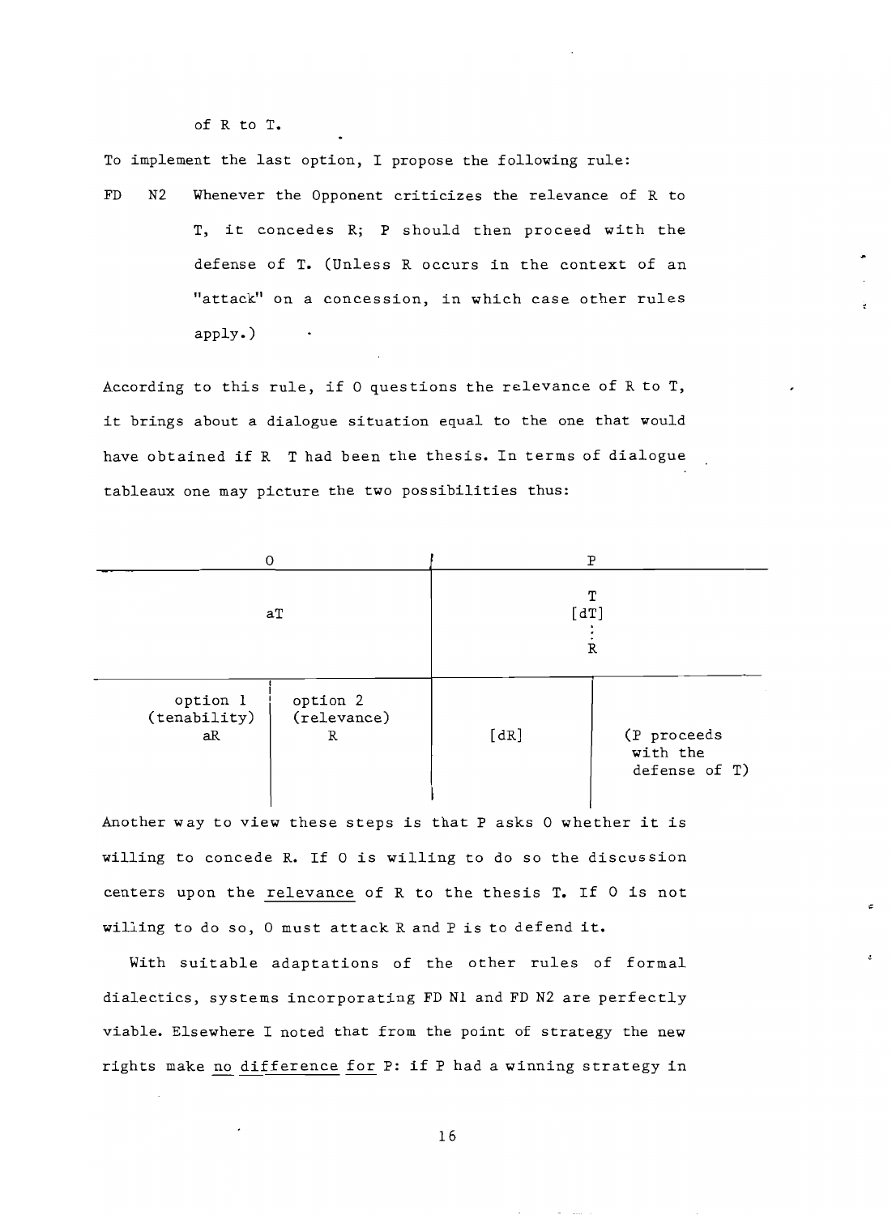of R to T.

To implement the last option, I propose the following rule:

FD N2 Whenever the Opponent criticizes the relevance of R to T, it concedes R; P should then proceed with the defense of T. (Unless R occurs in the context of an "attack" on a concession, in which case other rules apply.)

According to this rule, if O questions the relevance of R to T, it brings about a dialogue situation equal to the one that would have obtained if R  T had been the thesis. In terms of dialogue tableaux one may picture the two possibilities thus:

| O | | P | |
|---|---|---|---|
| aT | | T<br>[dT]<br>⋮<br>R | |
| option 1<br>(tenability)<br>aR | option 2<br>(relevance)<br>R | [dR] | (P proceeds with the defense of T) |

Another way to view these steps is that P asks O whether it is willing to concede R. If O is willing to do so the discussion centers upon the <u>relevance</u> of R to the thesis T. If O is not willing to do so, O must attack R and P is to defend it.

With suitable adaptations of the other rules of formal dialectics, systems incorporating FD N1 and FD N2 are perfectly viable. Elsewhere I noted that from the point of strategy the new rights make <u>no difference for</u> P: if P had a winning strategy in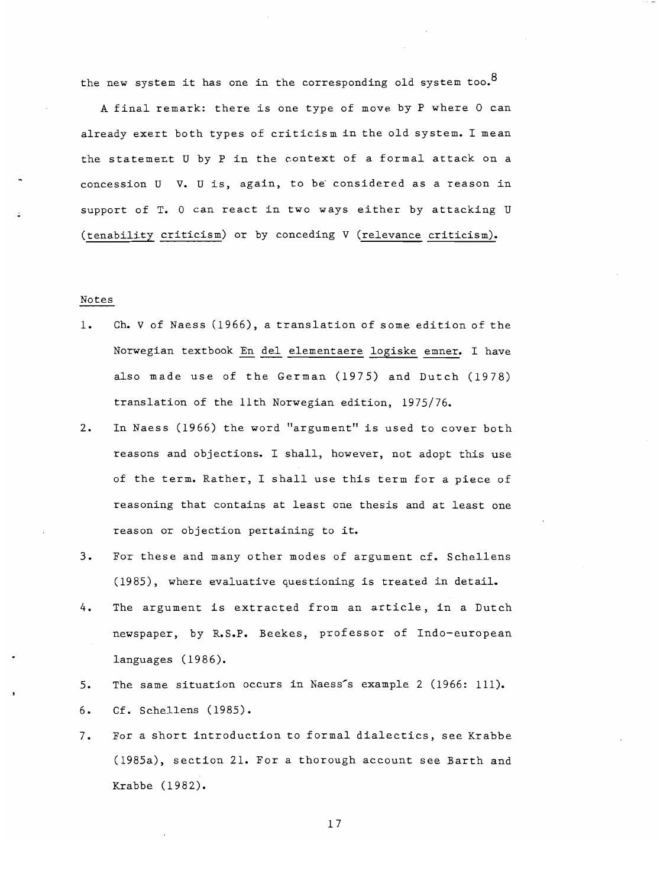the new system it has one in the corresponding old system too.[8]

A final remark: there is one type of move by P where O can already exert both types of criticism in the old system. I mean the statement U by P in the context of a formal attack on a concession U V. U is, again, to be considered as a reason in support of T. O can react in two ways either by attacking U (tenability criticism) or by conceding V (relevance criticism).

Notes

1. Ch. V of Naess (1966), a translation of some edition of the Norwegian textbook En del elementaere logiske emner. I have also made use of the German (1975) and Dutch (1978) translation of the 11th Norwegian edition, 1975/76.
2. In Naess (1966) the word "argument" is used to cover both reasons and objections. I shall, however, not adopt this use of the term. Rather, I shall use this term for a piece of reasoning that contains at least one thesis and at least one reason or objection pertaining to it.
3. For these and many other modes of argument cf. Schellens (1985), where evaluative questioning is treated in detail.
4. The argument is extracted from an article, in a Dutch newspaper, by R.S.P. Beekes, professor of Indo-european languages (1986).
5. The same situation occurs in Naess's example 2 (1966: 111).
6. Cf. Schellens (1985).
7. For a short introduction to formal dialectics, see Krabbe (1985a), section 21. For a thorough account see Barth and Krabbe (1982).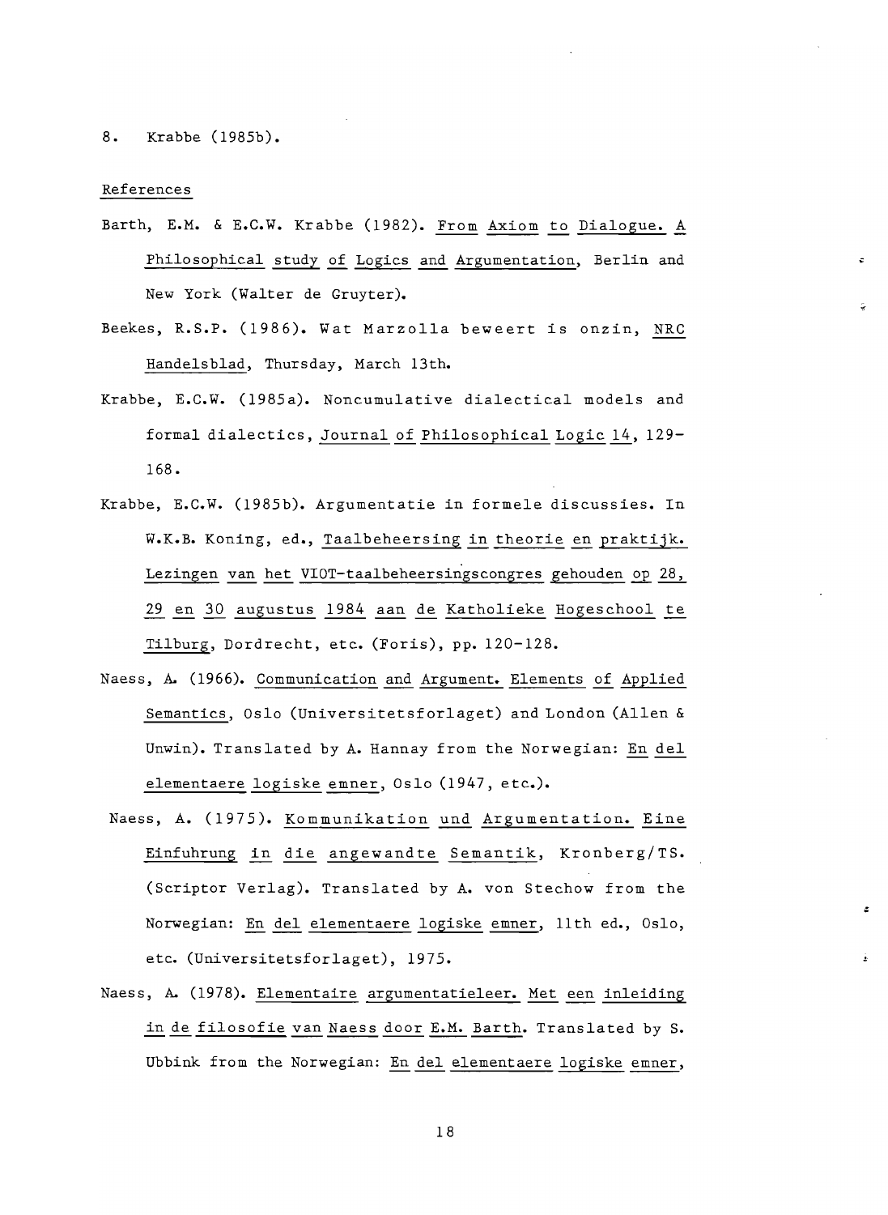8. Krabbe (1985b).

References

Barth, E.M. & E.C.W. Krabbe (1982). From Axiom to Dialogue. A Philosophical study of Logics and Argumentation, Berlin and New York (Walter de Gruyter).

Beekes, R.S.P. (1986). Wat Marzolla beweert is onzin, NRC Handelsblad, Thursday, March 13th.

Krabbe, E.C.W. (1985a). Noncumulative dialectical models and formal dialectics, Journal of Philosophical Logic 14, 129-168.

Krabbe, E.C.W. (1985b). Argumentatie in formele discussies. In W.K.B. Koning, ed., Taalbeheersing in theorie en praktijk. Lezingen van het VIOT-taalbeheersingscongres gehouden op 28, 29 en 30 augustus 1984 aan de Katholieke Hogeschool te Tilburg, Dordrecht, etc. (Foris), pp. 120-128.

Naess, A. (1966). Communication and Argument. Elements of Applied Semantics, Oslo (Universitetsforlaget) and London (Allen & Unwin). Translated by A. Hannay from the Norwegian: En del elementaere logiske emner, Oslo (1947, etc.).

Naess, A. (1975). Kommunikation und Argumentation. Eine Einfuhrung in die angewandte Semantik, Kronberg/TS. (Scriptor Verlag). Translated by A. von Stechow from the Norwegian: En del elementaere logiske emner, 11th ed., Oslo, etc. (Universitetsforlaget), 1975.

Naess, A. (1978). Elementaire argumentatieleer. Met een inleiding in de filosofie van Naess door E.M. Barth. Translated by S. Ubbink from the Norwegian: En del elementaere logiske emner,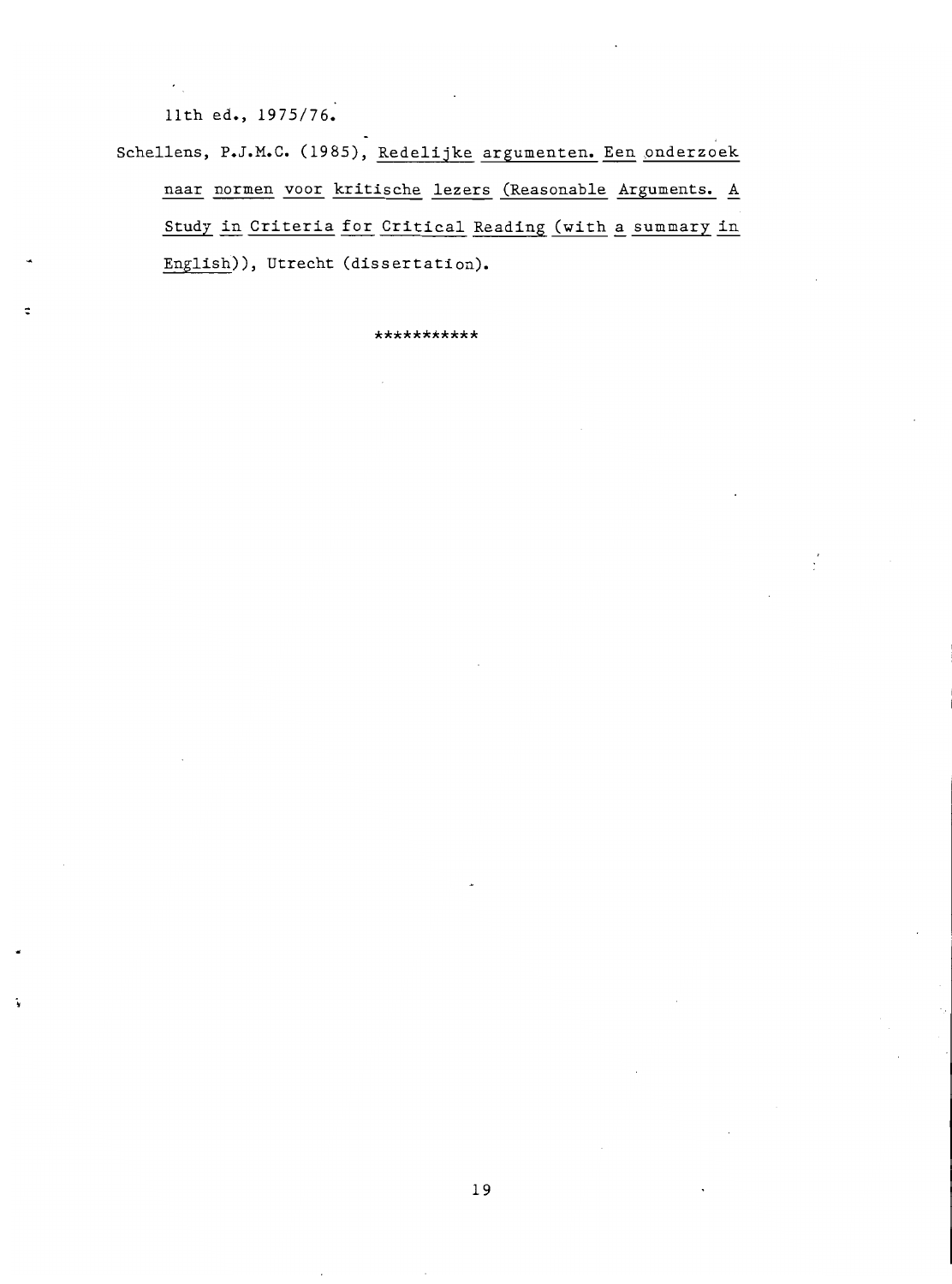11th ed., 1975/76.

Schellens, P.J.M.C. (1985), *Redelijke argumenten. Een onderzoek naar normen voor kritische lezers (Reasonable Arguments. A Study in Criteria for Critical Reading (with a summary in English))*, Utrecht (dissertation).

***********